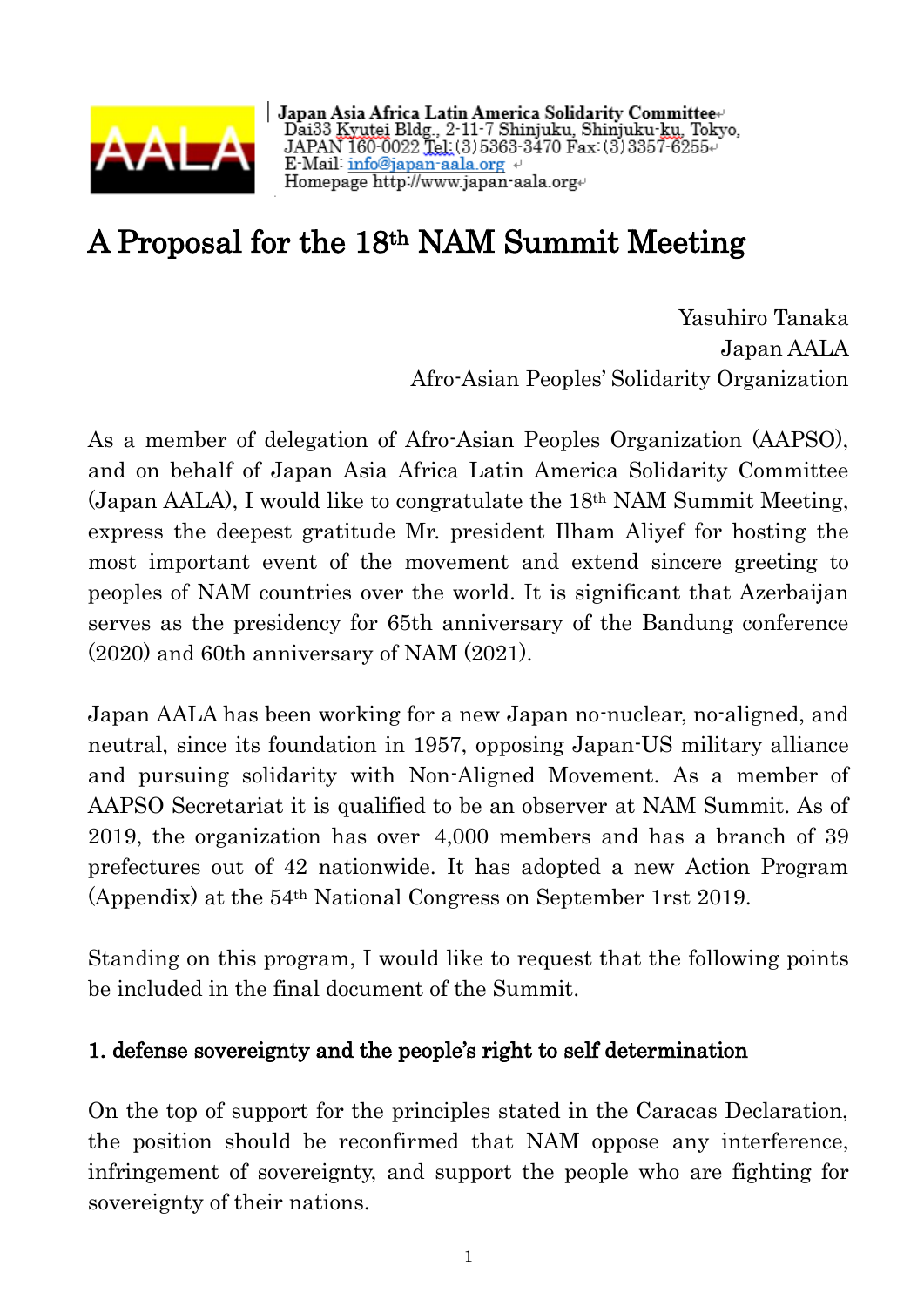**Japan Asia Africa Latin America Solidarity Committee**
Dai33 Kyutei Bldg., 2-11-7 Shinjuku, Shinjuku-ku, Tokyo,
JAPAN 160-0022 Tel: (3)5363-3470 Fax: (3)3357-6255
E-Mail: info@japan-aala.org
Homepage http://www.japan-aala.org

# A Proposal for the 18th NAM Summit Meeting

Yasuhiro Tanaka
Japan AALA
Afro-Asian Peoples' Solidarity Organization

As a member of delegation of Afro-Asian Peoples Organization (AAPSO), and on behalf of Japan Asia Africa Latin America Solidarity Committee (Japan AALA), I would like to congratulate the 18th NAM Summit Meeting, express the deepest gratitude Mr. president Ilham Aliyef for hosting the most important event of the movement and extend sincere greeting to peoples of NAM countries over the world. It is significant that Azerbaijan serves as the presidency for 65th anniversary of the Bandung conference (2020) and 60th anniversary of NAM (2021).

Japan AALA has been working for a new Japan no-nuclear, no-aligned, and neutral, since its foundation in 1957, opposing Japan-US military alliance and pursuing solidarity with Non-Aligned Movement. As a member of AAPSO Secretariat it is qualified to be an observer at NAM Summit. As of 2019, the organization has over 4,000 members and has a branch of 39 prefectures out of 42 nationwide. It has adopted a new Action Program (Appendix) at the 54th National Congress on September 1rst 2019.

Standing on this program, I would like to request that the following points be included in the final document of the Summit.

## 1. defense sovereignty and the people's right to self determination

On the top of support for the principles stated in the Caracas Declaration, the position should be reconfirmed that NAM oppose any interference, infringement of sovereignty, and support the people who are fighting for sovereignty of their nations.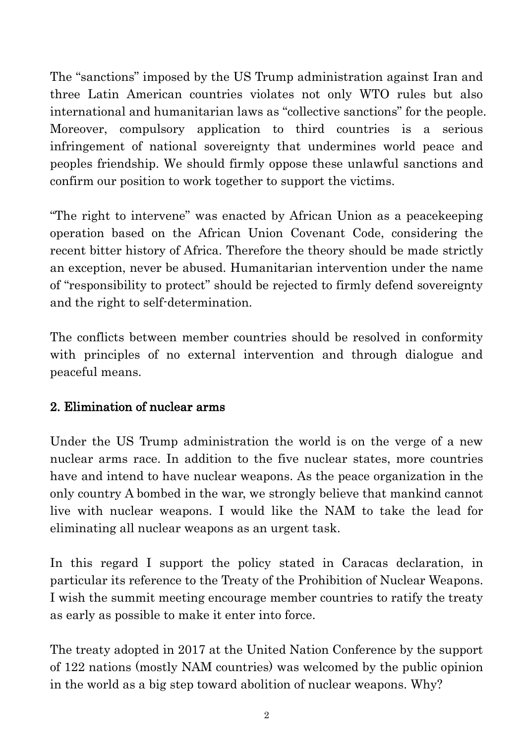The "sanctions" imposed by the US Trump administration against Iran and three Latin American countries violates not only WTO rules but also international and humanitarian laws as "collective sanctions" for the people. Moreover, compulsory application to third countries is a serious infringement of national sovereignty that undermines world peace and peoples friendship. We should firmly oppose these unlawful sanctions and confirm our position to work together to support the victims.

"The right to intervene" was enacted by African Union as a peacekeeping operation based on the African Union Covenant Code, considering the recent bitter history of Africa. Therefore the theory should be made strictly an exception, never be abused. Humanitarian intervention under the name of "responsibility to protect" should be rejected to firmly defend sovereignty and the right to self-determination.

The conflicts between member countries should be resolved in conformity with principles of no external intervention and through dialogue and peaceful means.

## 2. Elimination of nuclear arms

Under the US Trump administration the world is on the verge of a new nuclear arms race. In addition to the five nuclear states, more countries have and intend to have nuclear weapons. As the peace organization in the only country A bombed in the war, we strongly believe that mankind cannot live with nuclear weapons. I would like the NAM to take the lead for eliminating all nuclear weapons as an urgent task.

In this regard I support the policy stated in Caracas declaration, in particular its reference to the Treaty of the Prohibition of Nuclear Weapons. I wish the summit meeting encourage member countries to ratify the treaty as early as possible to make it enter into force.

The treaty adopted in 2017 at the United Nation Conference by the support of 122 nations (mostly NAM countries) was welcomed by the public opinion in the world as a big step toward abolition of nuclear weapons. Why?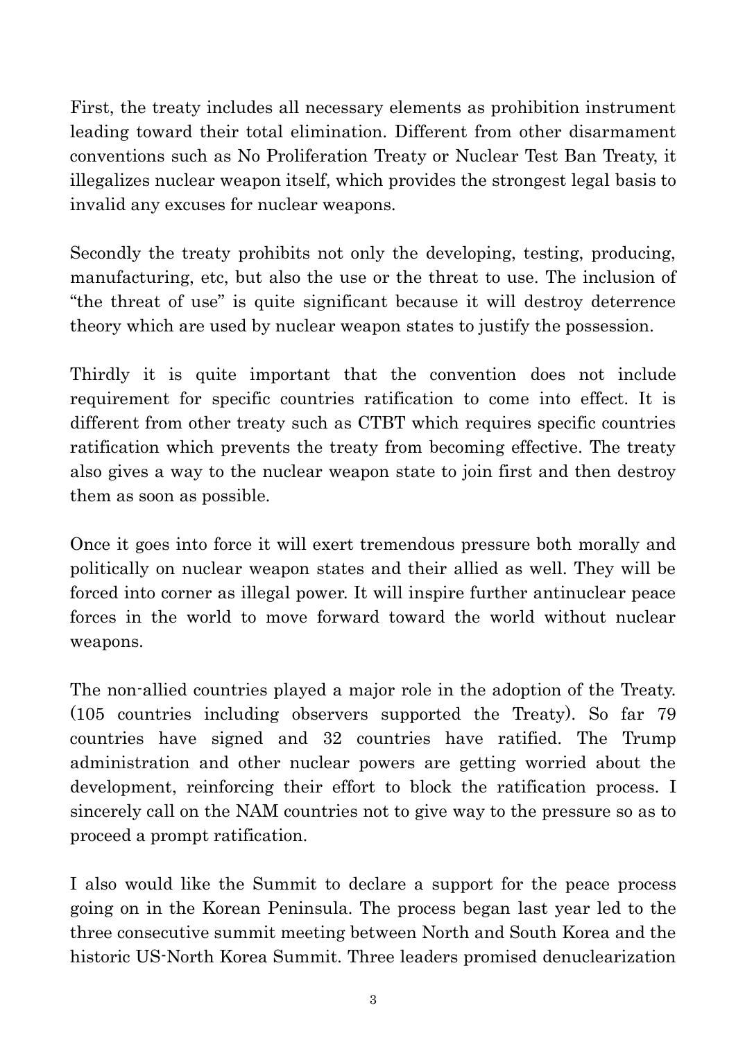First, the treaty includes all necessary elements as prohibition instrument leading toward their total elimination. Different from other disarmament conventions such as No Proliferation Treaty or Nuclear Test Ban Treaty, it illegalizes nuclear weapon itself, which provides the strongest legal basis to invalid any excuses for nuclear weapons.

Secondly the treaty prohibits not only the developing, testing, producing, manufacturing, etc, but also the use or the threat to use. The inclusion of "the threat of use" is quite significant because it will destroy deterrence theory which are used by nuclear weapon states to justify the possession.

Thirdly it is quite important that the convention does not include requirement for specific countries ratification to come into effect. It is different from other treaty such as CTBT which requires specific countries ratification which prevents the treaty from becoming effective. The treaty also gives a way to the nuclear weapon state to join first and then destroy them as soon as possible.

Once it goes into force it will exert tremendous pressure both morally and politically on nuclear weapon states and their allied as well. They will be forced into corner as illegal power. It will inspire further antinuclear peace forces in the world to move forward toward the world without nuclear weapons.

The non-allied countries played a major role in the adoption of the Treaty. (105 countries including observers supported the Treaty). So far 79 countries have signed and 32 countries have ratified. The Trump administration and other nuclear powers are getting worried about the development, reinforcing their effort to block the ratification process. I sincerely call on the NAM countries not to give way to the pressure so as to proceed a prompt ratification.

I also would like the Summit to declare a support for the peace process going on in the Korean Peninsula. The process began last year led to the three consecutive summit meeting between North and South Korea and the historic US-North Korea Summit. Three leaders promised denuclearization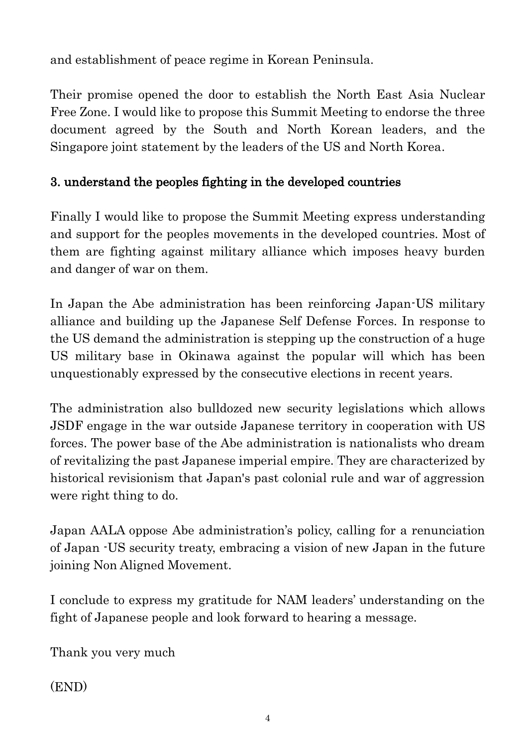and establishment of peace regime in Korean Peninsula.

Their promise opened the door to establish the North East Asia Nuclear Free Zone. I would like to propose this Summit Meeting to endorse the three document agreed by the South and North Korean leaders, and the Singapore joint statement by the leaders of the US and North Korea.

## 3. understand the peoples fighting in the developed countries

Finally I would like to propose the Summit Meeting express understanding and support for the peoples movements in the developed countries. Most of them are fighting against military alliance which imposes heavy burden and danger of war on them.

In Japan the Abe administration has been reinforcing Japan-US military alliance and building up the Japanese Self Defense Forces. In response to the US demand the administration is stepping up the construction of a huge US military base in Okinawa against the popular will which has been unquestionably expressed by the consecutive elections in recent years.

The administration also bulldozed new security legislations which allows JSDF engage in the war outside Japanese territory in cooperation with US forces. The power base of the Abe administration is nationalists who dream of revitalizing the past Japanese imperial empire. They are characterized by historical revisionism that Japan's past colonial rule and war of aggression were right thing to do.

Japan AALA oppose Abe administration's policy, calling for a renunciation of Japan -US security treaty, embracing a vision of new Japan in the future joining Non Aligned Movement.

I conclude to express my gratitude for NAM leaders' understanding on the fight of Japanese people and look forward to hearing a message.

Thank you very much

(END)